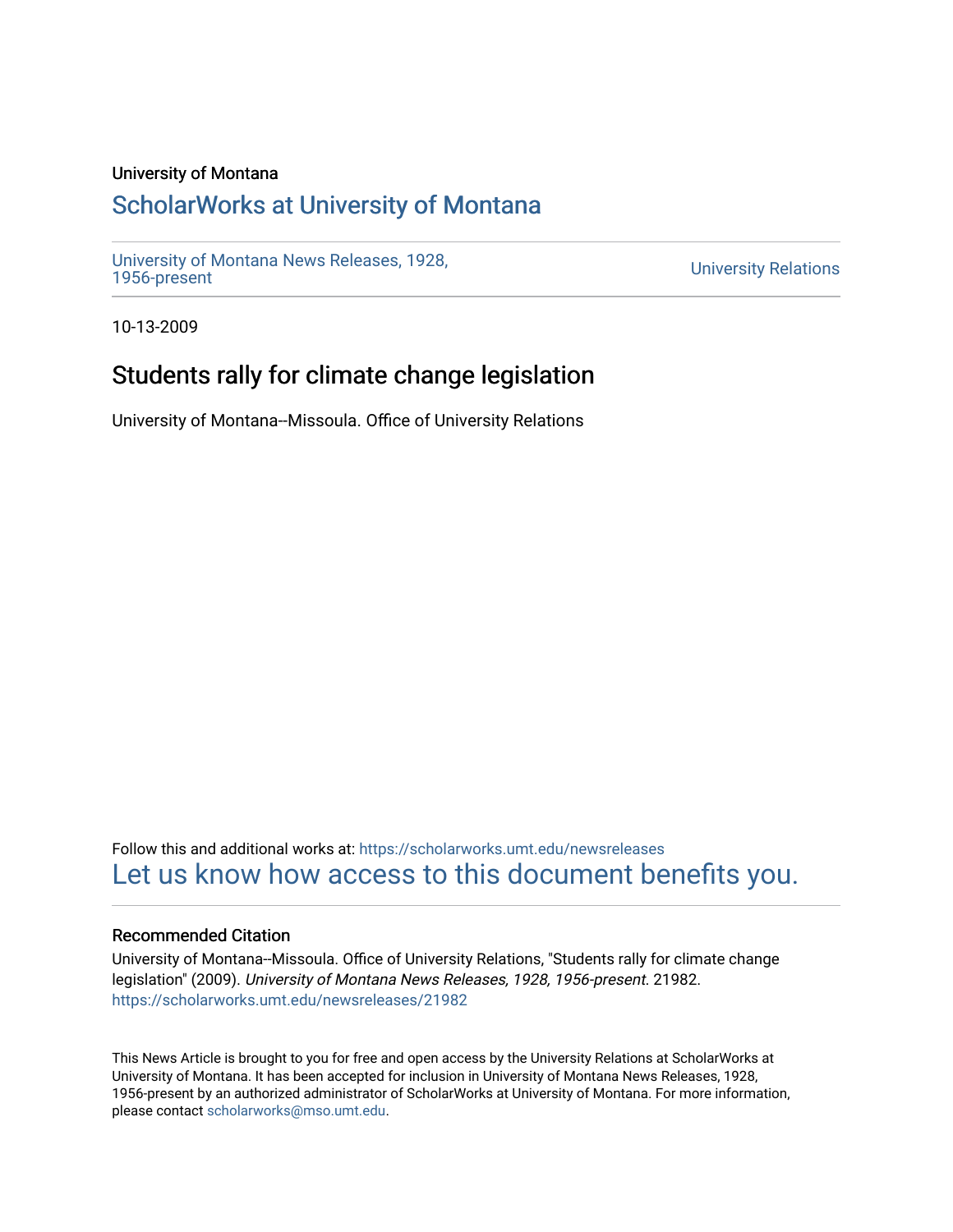University of Montana

## ScholarWorks at University of Montana

University of Montana News Releases, 1928, 1956-present

University Relations

10-13-2009

# Students rally for climate change legislation

University of Montana--Missoula. Office of University Relations

Follow this and additional works at: https://scholarworks.umt.edu/newsreleases

Let us know how access to this document benefits you.

### Recommended Citation

University of Montana--Missoula. Office of University Relations, "Students rally for climate change legislation" (2009). *University of Montana News Releases, 1928, 1956-present*. 21982.
https://scholarworks.umt.edu/newsreleases/21982

This News Article is brought to you for free and open access by the University Relations at ScholarWorks at University of Montana. It has been accepted for inclusion in University of Montana News Releases, 1928, 1956-present by an authorized administrator of ScholarWorks at University of Montana. For more information, please contact scholarworks@mso.umt.edu.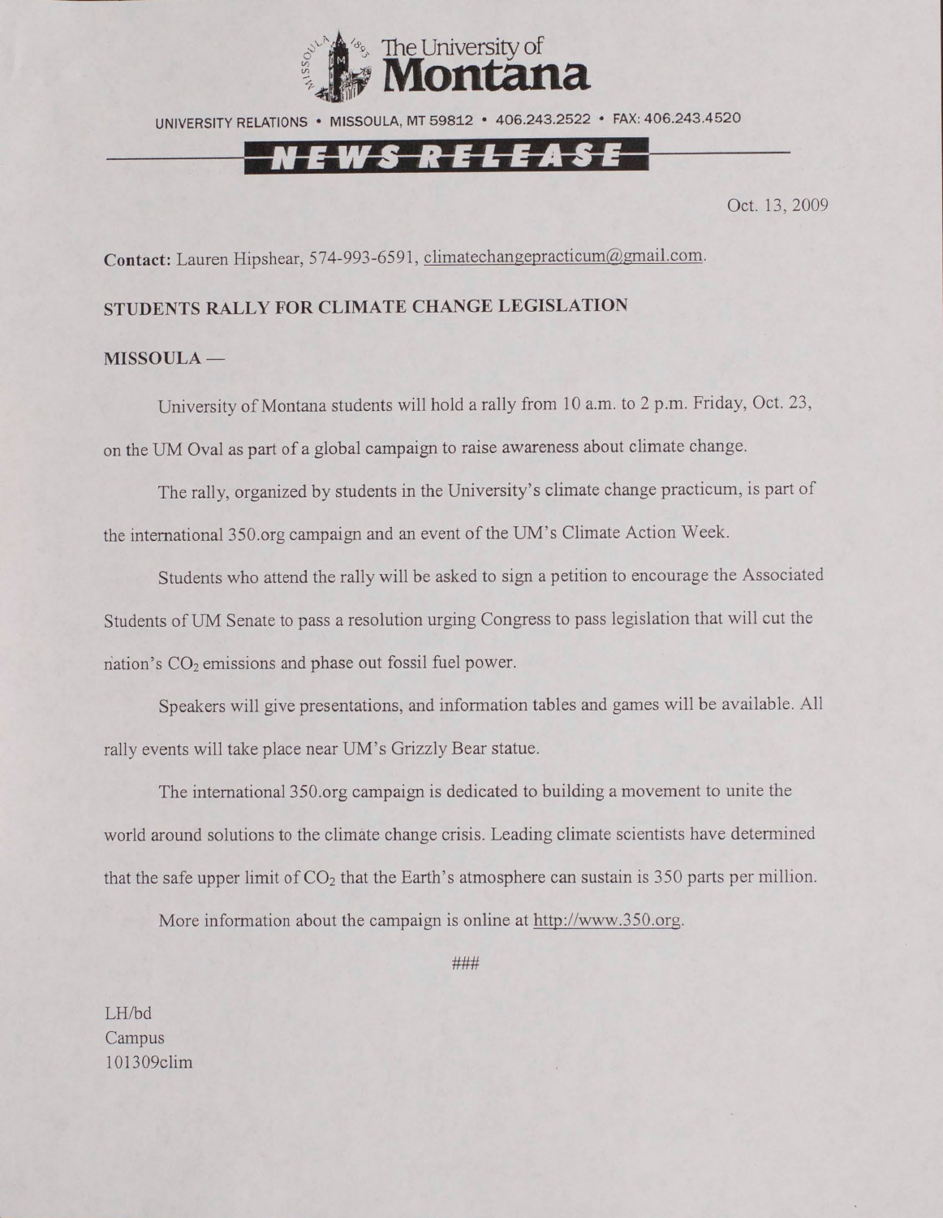The University of Montana

UNIVERSITY RELATIONS • MISSOULA, MT 59812 • 406.243.2522 • FAX: 406.243.4520

**NEWS RELEASE**

Oct. 13, 2009

**Contact:** Lauren Hipshear, 574-993-6591, climatechangepracticum@gmail.com.

**STUDENTS RALLY FOR CLIMATE CHANGE LEGISLATION**

**MISSOULA —**

University of Montana students will hold a rally from 10 a.m. to 2 p.m. Friday, Oct. 23, on the UM Oval as part of a global campaign to raise awareness about climate change.

The rally, organized by students in the University's climate change practicum, is part of the international 350.org campaign and an event of the UM's Climate Action Week.

Students who attend the rally will be asked to sign a petition to encourage the Associated Students of UM Senate to pass a resolution urging Congress to pass legislation that will cut the nation's $CO_2$ emissions and phase out fossil fuel power.

Speakers will give presentations, and information tables and games will be available. All rally events will take place near UM's Grizzly Bear statue.

The international 350.org campaign is dedicated to building a movement to unite the world around solutions to the climate change crisis. Leading climate scientists have determined that the safe upper limit of $CO_2$ that the Earth's atmosphere can sustain is 350 parts per million.

More information about the campaign is online at http://www.350.org.

###

LH/bd
Campus
101309clim